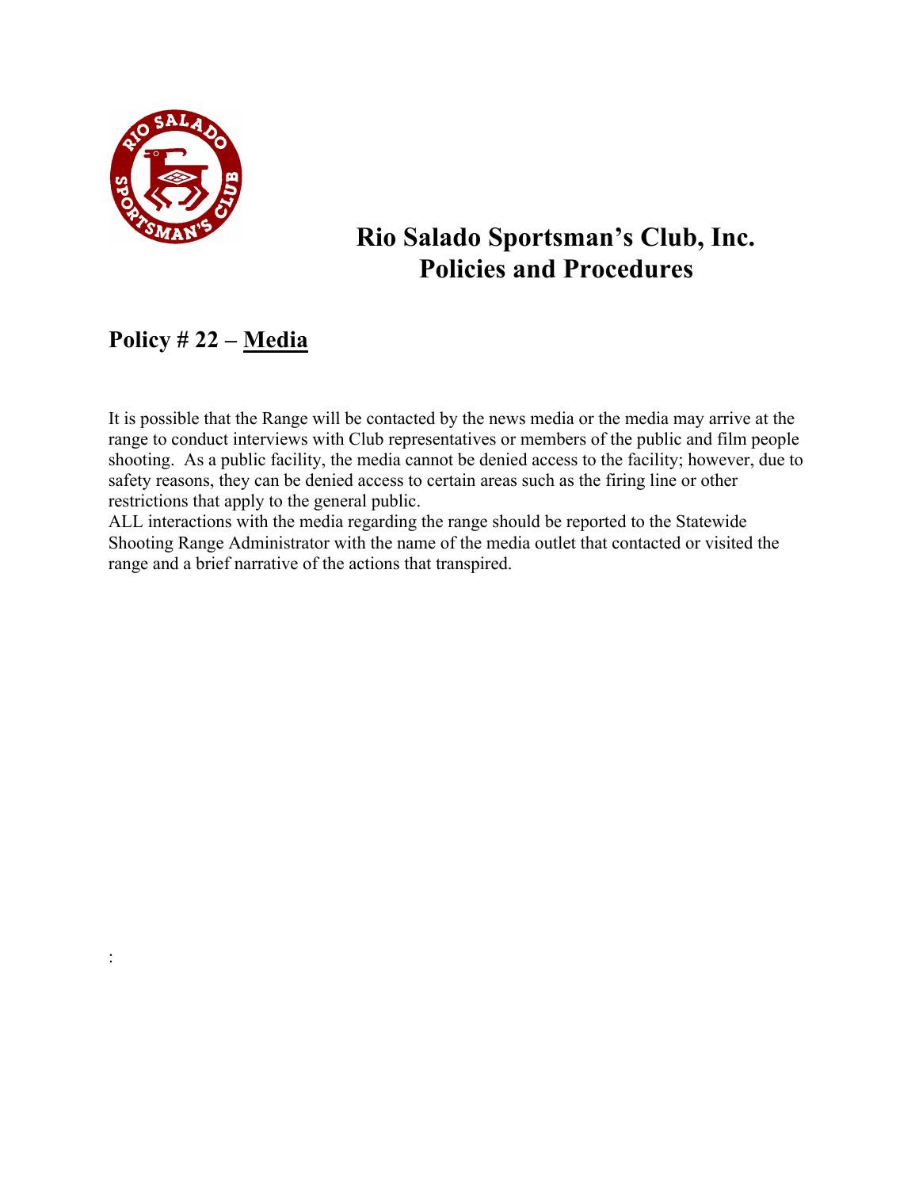# Rio Salado Sportsman's Club, Inc.
# Policies and Procedures

## Policy # 22 – <u>Media</u>

It is possible that the Range will be contacted by the news media or the media may arrive at the range to conduct interviews with Club representatives or members of the public and film people shooting. As a public facility, the media cannot be denied access to the facility; however, due to safety reasons, they can be denied access to certain areas such as the firing line or other restrictions that apply to the general public.

ALL interactions with the media regarding the range should be reported to the Statewide Shooting Range Administrator with the name of the media outlet that contacted or visited the range and a brief narrative of the actions that transpired.

: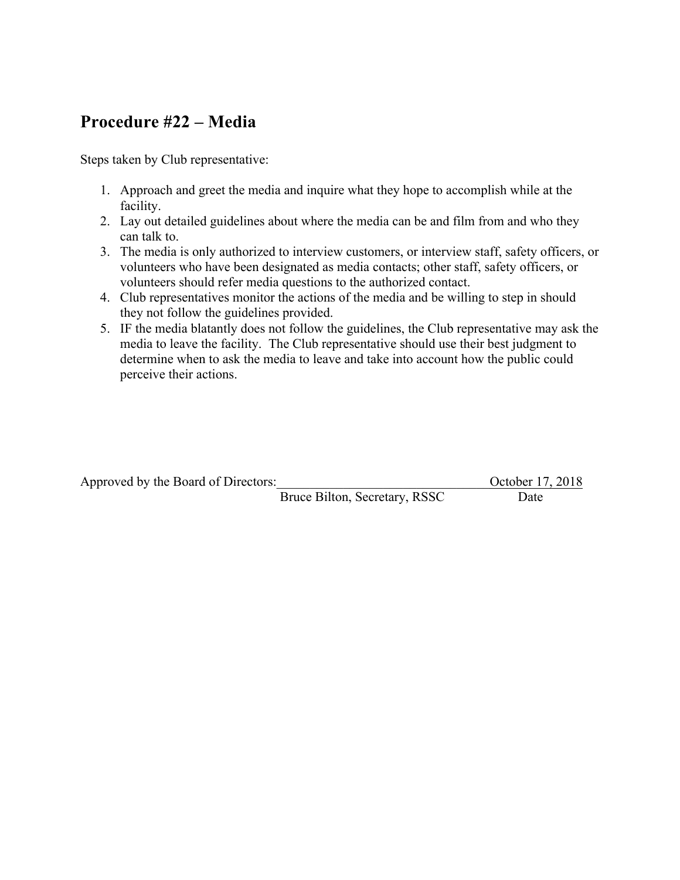## Procedure #22 – Media

Steps taken by Club representative:

1. Approach and greet the media and inquire what they hope to accomplish while at the facility.
2. Lay out detailed guidelines about where the media can be and film from and who they can talk to.
3. The media is only authorized to interview customers, or interview staff, safety officers, or volunteers who have been designated as media contacts; other staff, safety officers, or volunteers should refer media questions to the authorized contact.
4. Club representatives monitor the actions of the media and be willing to step in should they not follow the guidelines provided.
5. IF the media blatantly does not follow the guidelines, the Club representative may ask the media to leave the facility. The Club representative should use their best judgment to determine when to ask the media to leave and take into account how the public could perceive their actions.

Approved by the Board of Directors:\_\_\_\_\_\_\_\_\_\_\_\_\_\_\_\_\_\_\_\_\_\_\_\_\_\_\_\_\_\_ October 17, 2018

Bruce Bilton, Secretary, RSSC — Date